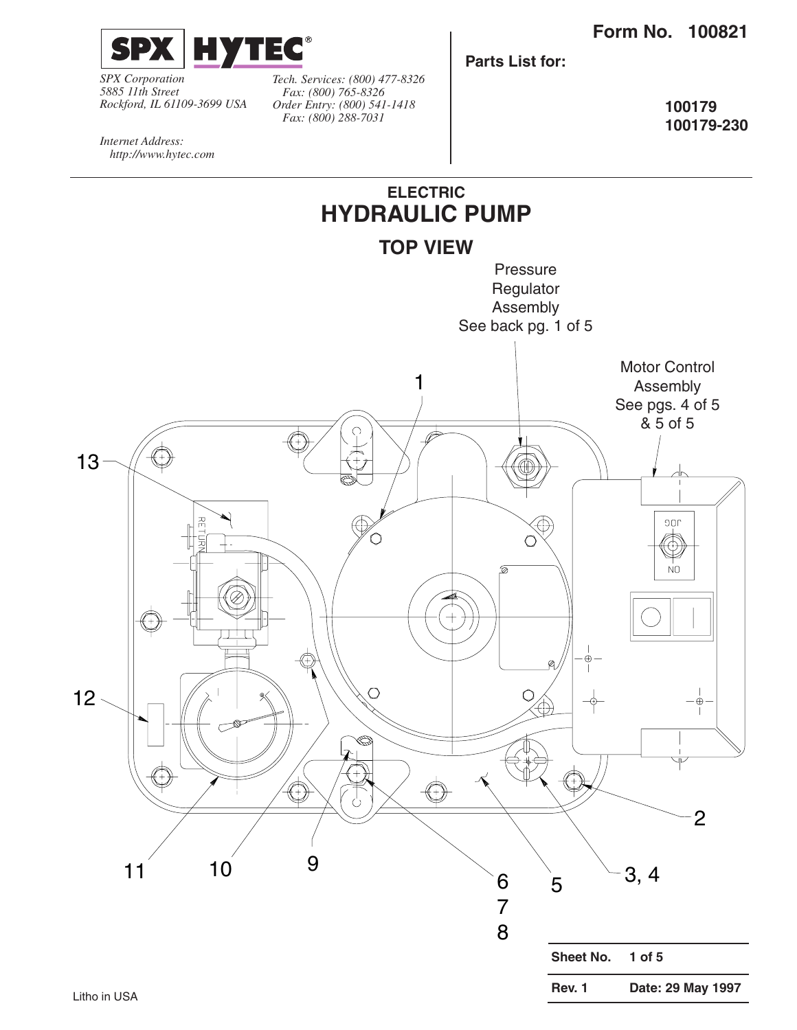**SPX | HYTEC®**

*SPX Corporation*
*5885 11th Street*
*Rockford, IL 61109-3699 USA*

*Tech. Services: (800) 477-8326*
*Fax: (800) 765-8326*
*Order Entry: (800) 541-1418*
*Fax: (800) 288-7031*

*Internet Address:*
*http://www.hytec.com*

**Form No. 100821**

**Parts List for:**

**100179**
**100179-230**

## ELECTRIC
# HYDRAULIC PUMP

### TOP VIEW

Pressure Regulator Assembly
See back pg. 1 of 5

Motor Control Assembly
See pgs. 4 of 5 & 5 of 5

1

2

3, 4

5

6
7
8

9

10

11

12

13

RETURN

JOG

ON

| **Sheet No.** | **1 of 5** |
| --- | --- |
| **Rev. 1** | **Date: 29 May 1997** |

Litho in USA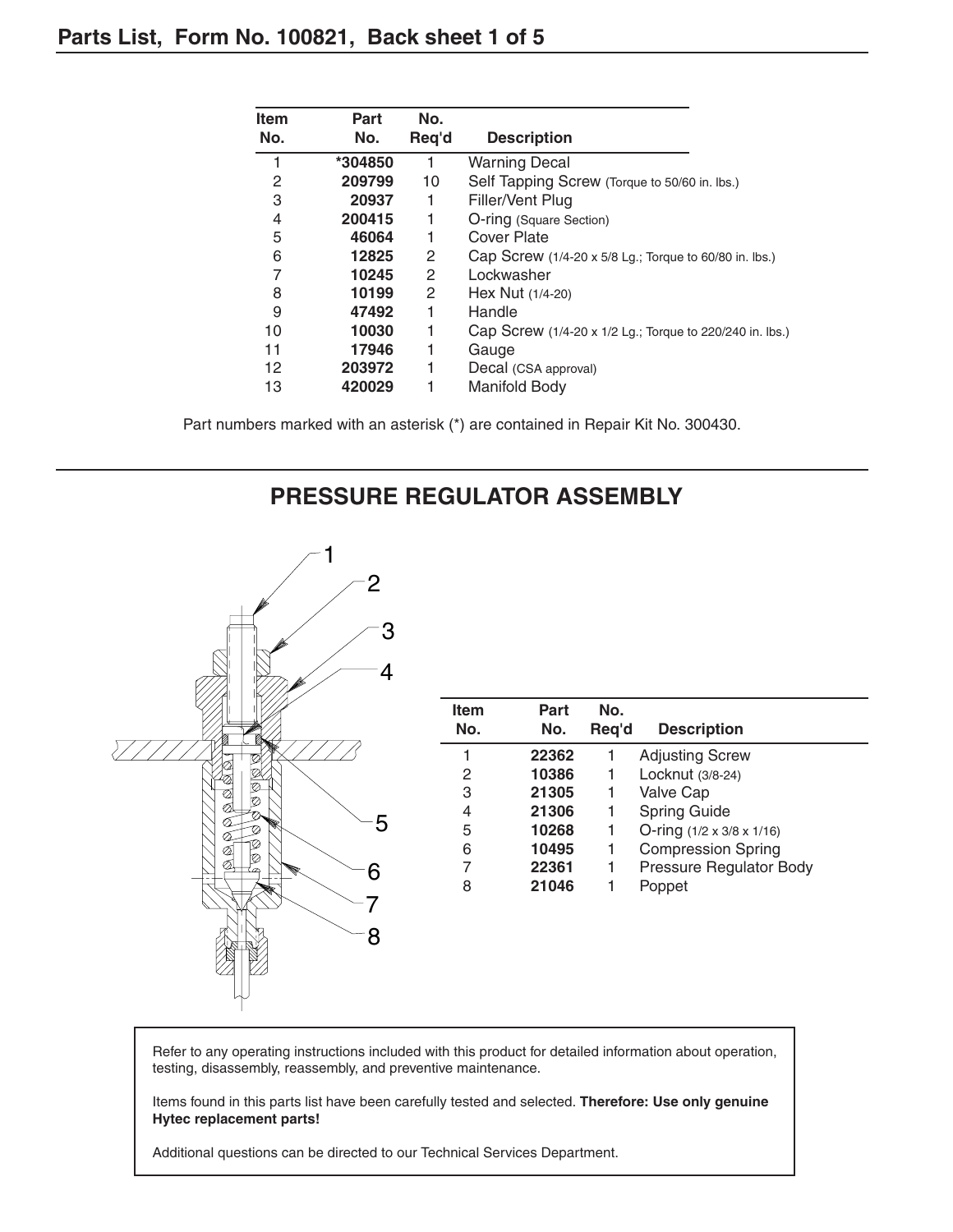## Parts List, Form No. 100821, Back sheet 1 of 5

| Item No. | Part No. | No. Req'd | Description |
|---|---|---|---|
| 1 | *304850 | 1 | Warning Decal |
| 2 | 209799 | 10 | Self Tapping Screw (Torque to 50/60 in. lbs.) |
| 3 | 20937 | 1 | Filler/Vent Plug |
| 4 | 200415 | 1 | O-ring (Square Section) |
| 5 | 46064 | 1 | Cover Plate |
| 6 | 12825 | 2 | Cap Screw (1/4-20 x 5/8 Lg.; Torque to 60/80 in. lbs.) |
| 7 | 10245 | 2 | Lockwasher |
| 8 | 10199 | 2 | Hex Nut (1/4-20) |
| 9 | 47492 | 1 | Handle |
| 10 | 10030 | 1 | Cap Screw (1/4-20 x 1/2 Lg.; Torque to 220/240 in. lbs.) |
| 11 | 17946 | 1 | Gauge |
| 12 | 203972 | 1 | Decal (CSA approval) |
| 13 | 420029 | 1 | Manifold Body |

Part numbers marked with an asterisk (*) are contained in Repair Kit No. 300430.

## PRESSURE REGULATOR ASSEMBLY

| Item No. | Part No. | No. Req'd | Description |
|---|---|---|---|
| 1 | 22362 | 1 | Adjusting Screw |
| 2 | 10386 | 1 | Locknut (3/8-24) |
| 3 | 21305 | 1 | Valve Cap |
| 4 | 21306 | 1 | Spring Guide |
| 5 | 10268 | 1 | O-ring (1/2 x 3/8 x 1/16) |
| 6 | 10495 | 1 | Compression Spring |
| 7 | 22361 | 1 | Pressure Regulator Body |
| 8 | 21046 | 1 | Poppet |

Refer to any operating instructions included with this product for detailed information about operation, testing, disassembly, reassembly, and preventive maintenance.

Items found in this parts list have been carefully tested and selected. **Therefore: Use only genuine Hytec replacement parts!**

Additional questions can be directed to our Technical Services Department.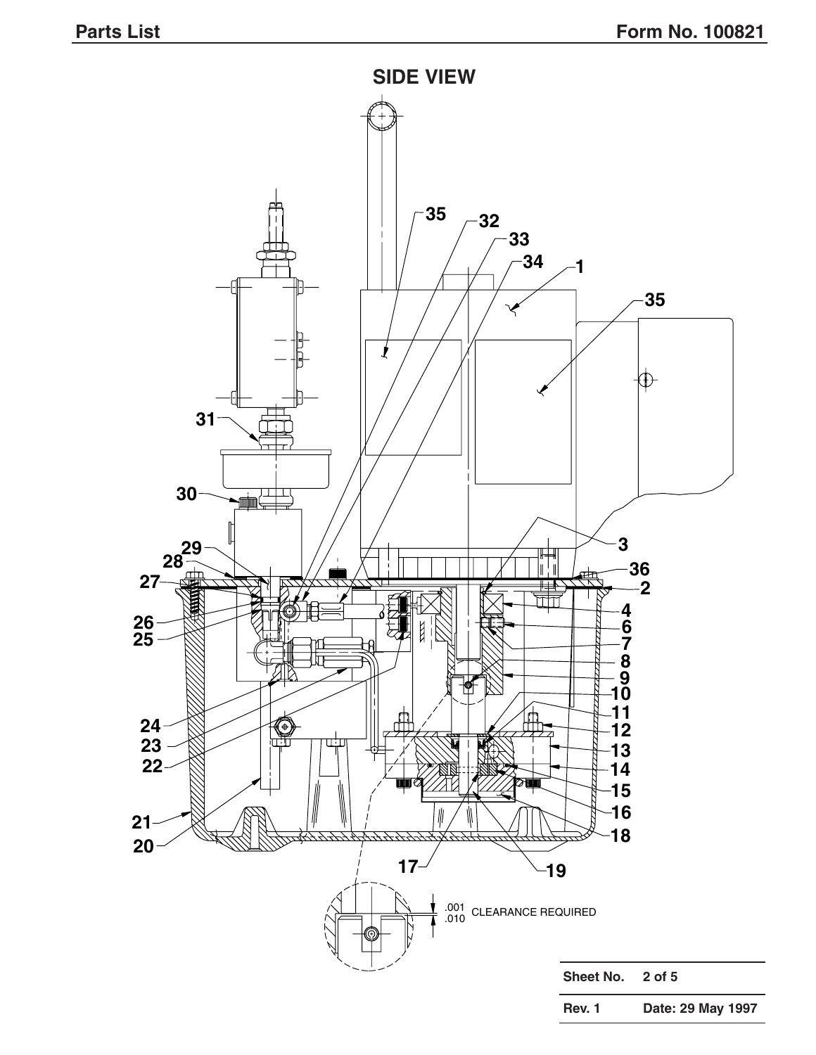## SIDE VIEW

.001
.010 CLEARANCE REQUIRED

| Sheet No. | 2 of 5 |
|---|---|
| Rev. 1 | Date: 29 May 1997 |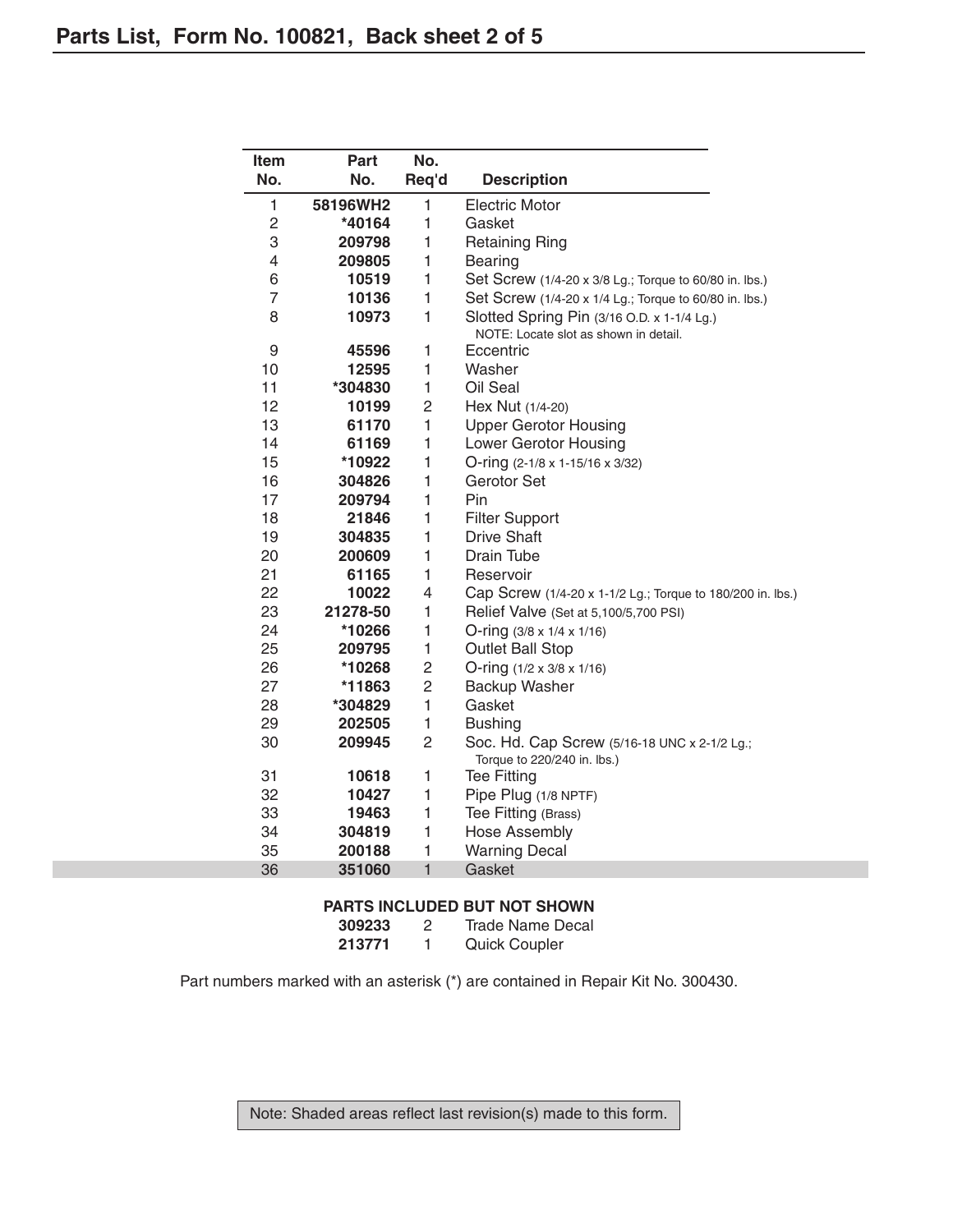## Parts List, Form No. 100821, Back sheet 2 of 5

| Item No. | Part No. | No. Req'd | Description |
|---|---|---|---|
| 1 | **58196WH2** | 1 | Electric Motor |
| 2 | **\*40164** | 1 | Gasket |
| 3 | **209798** | 1 | Retaining Ring |
| 4 | **209805** | 1 | Bearing |
| 6 | **10519** | 1 | Set Screw (1/4-20 x 3/8 Lg.; Torque to 60/80 in. lbs.) |
| 7 | **10136** | 1 | Set Screw (1/4-20 x 1/4 Lg.; Torque to 60/80 in. lbs.) |
| 8 | **10973** | 1 | Slotted Spring Pin (3/16 O.D. x 1-1/4 Lg.) NOTE: Locate slot as shown in detail. |
| 9 | **45596** | 1 | Eccentric |
| 10 | **12595** | 1 | Washer |
| 11 | **\*304830** | 1 | Oil Seal |
| 12 | **10199** | 2 | Hex Nut (1/4-20) |
| 13 | **61170** | 1 | Upper Gerotor Housing |
| 14 | **61169** | 1 | Lower Gerotor Housing |
| 15 | **\*10922** | 1 | O-ring (2-1/8 x 1-15/16 x 3/32) |
| 16 | **304826** | 1 | Gerotor Set |
| 17 | **209794** | 1 | Pin |
| 18 | **21846** | 1 | Filter Support |
| 19 | **304835** | 1 | Drive Shaft |
| 20 | **200609** | 1 | Drain Tube |
| 21 | **61165** | 1 | Reservoir |
| 22 | **10022** | 4 | Cap Screw (1/4-20 x 1-1/2 Lg.; Torque to 180/200 in. lbs.) |
| 23 | **21278-50** | 1 | Relief Valve (Set at 5,100/5,700 PSI) |
| 24 | **\*10266** | 1 | O-ring (3/8 x 1/4 x 1/16) |
| 25 | **209795** | 1 | Outlet Ball Stop |
| 26 | **\*10268** | 2 | O-ring (1/2 x 3/8 x 1/16) |
| 27 | **\*11863** | 2 | Backup Washer |
| 28 | **\*304829** | 1 | Gasket |
| 29 | **202505** | 1 | Bushing |
| 30 | **209945** | 2 | Soc. Hd. Cap Screw (5/16-18 UNC x 2-1/2 Lg.; Torque to 220/240 in. lbs.) |
| 31 | **10618** | 1 | Tee Fitting |
| 32 | **10427** | 1 | Pipe Plug (1/8 NPTF) |
| 33 | **19463** | 1 | Tee Fitting (Brass) |
| 34 | **304819** | 1 | Hose Assembly |
| 35 | **200188** | 1 | Warning Decal |
| 36 | **351060** | 1 | Gasket |

**PARTS INCLUDED BUT NOT SHOWN**

| Part No. | No. Req'd | Description |
|---|---|---|
| **309233** | 2 | Trade Name Decal |
| **213771** | 1 | Quick Coupler |

Part numbers marked with an asterisk (*) are contained in Repair Kit No. 300430.

Note: Shaded areas reflect last revision(s) made to this form.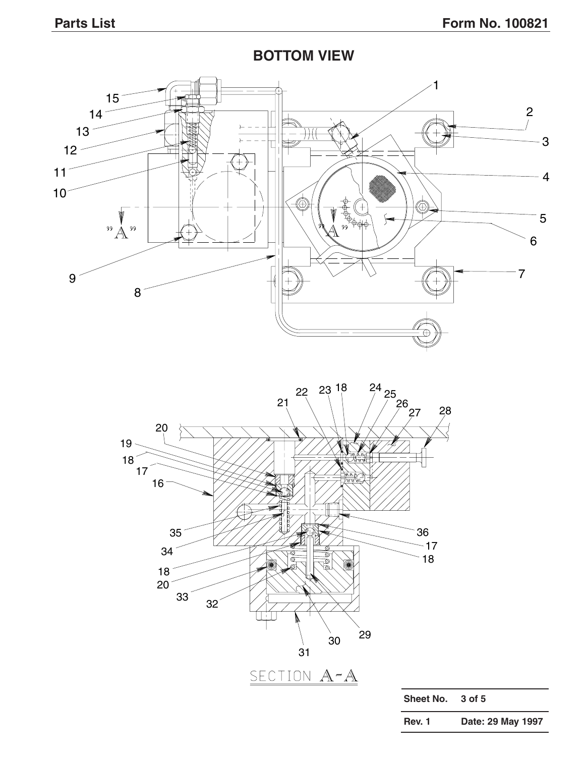## BOTTOM VIEW

SECTION A-A

| Sheet No. | 3 of 5 |
|---|---|
| Rev. 1 | Date: 29 May 1997 |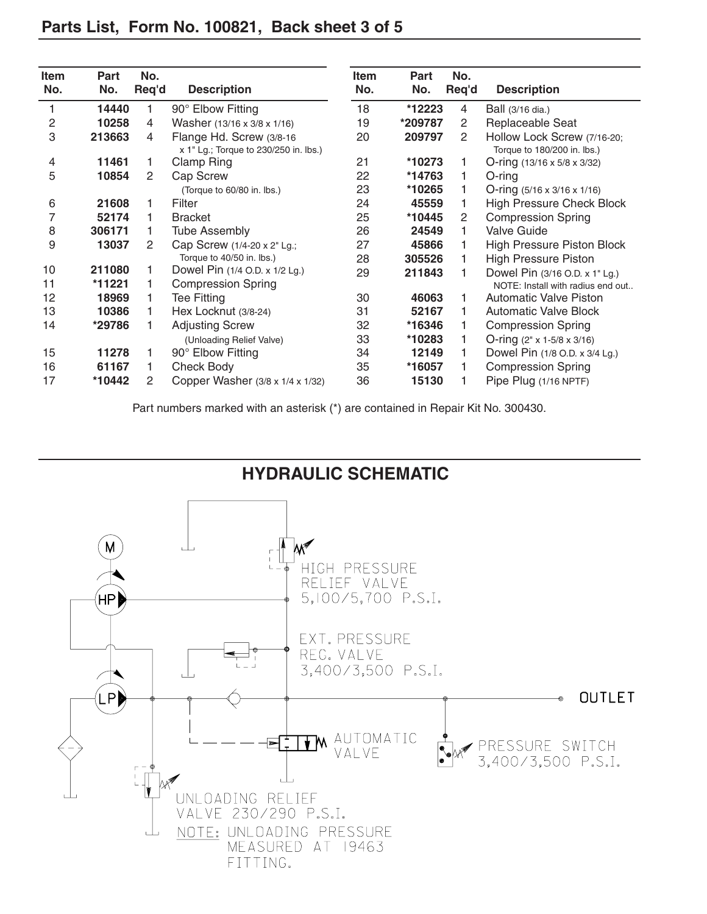## Parts List, Form No. 100821, Back sheet 3 of 5

| Item No. | Part No. | No. Req'd | Description |
|---|---|---|---|
| 1 | **14440** | 1 | 90° Elbow Fitting |
| 2 | **10258** | 4 | Washer (13/16 x 3/8 x 1/16) |
| 3 | **213663** | 4 | Flange Hd. Screw (3/8-16 x 1" Lg.; Torque to 230/250 in. lbs.) |
| 4 | **11461** | 1 | Clamp Ring |
| 5 | **10854** | 2 | Cap Screw (Torque to 60/80 in. lbs.) |
| 6 | **21608** | 1 | Filter |
| 7 | **52174** | 1 | Bracket |
| 8 | **306171** | 1 | Tube Assembly |
| 9 | **13037** | 2 | Cap Screw (1/4-20 x 2" Lg.; Torque to 40/50 in. lbs.) |
| 10 | **211080** | 1 | Dowel Pin (1/4 O.D. x 1/2 Lg.) |
| 11 | ***11221** | 1 | Compression Spring |
| 12 | **18969** | 1 | Tee Fitting |
| 13 | **10386** | 1 | Hex Locknut (3/8-24) |
| 14 | ***29786** | 1 | Adjusting Screw (Unloading Relief Valve) |
| 15 | **11278** | 1 | 90° Elbow Fitting |
| 16 | **61167** | 1 | Check Body |
| 17 | ***10442** | 2 | Copper Washer (3/8 x 1/4 x 1/32) |
| 18 | ***12223** | 4 | Ball (3/16 dia.) |
| 19 | ***209787** | 2 | Replaceable Seat |
| 20 | **209797** | 2 | Hollow Lock Screw (7/16-20; Torque to 180/200 in. lbs.) |
| 21 | ***10273** | 1 | O-ring (13/16 x 5/8 x 3/32) |
| 22 | ***14763** | 1 | O-ring |
| 23 | ***10265** | 1 | O-ring (5/16 x 3/16 x 1/16) |
| 24 | **45559** | 1 | High Pressure Check Block |
| 25 | ***10445** | 2 | Compression Spring |
| 26 | **24549** | 1 | Valve Guide |
| 27 | **45866** | 1 | High Pressure Piston Block |
| 28 | **305526** | 1 | High Pressure Piston |
| 29 | **211843** | 1 | Dowel Pin (3/16 O.D. x 1" Lg.) NOTE: Install with radius end out.. |
| 30 | **46063** | 1 | Automatic Valve Piston |
| 31 | **52167** | 1 | Automatic Valve Block |
| 32 | ***16346** | 1 | Compression Spring |
| 33 | ***10283** | 1 | O-ring (2" x 1-5/8 x 3/16) |
| 34 | **12149** | 1 | Dowel Pin (1/8 O.D. x 3/4 Lg.) |
| 35 | ***16057** | 1 | Compression Spring |
| 36 | **15130** | 1 | Pipe Plug (1/16 NPTF) |

Part numbers marked with an asterisk (*) are contained in Repair Kit No. 300430.

## HYDRAULIC SCHEMATIC

M

HP

LP

HIGH PRESSURE RELIEF VALVE 5,100/5,700 P.S.I.

EXT. PRESSURE REG. VALVE 3,400/3,500 P.S.I.

OUTLET

AUTOMATIC VALVE

PRESSURE SWITCH 3,400/3,500 P.S.I.

UNLOADING RELIEF VALVE 230/290 P.S.I.

NOTE: UNLOADING PRESSURE MEASURED AT 19463 FITTING.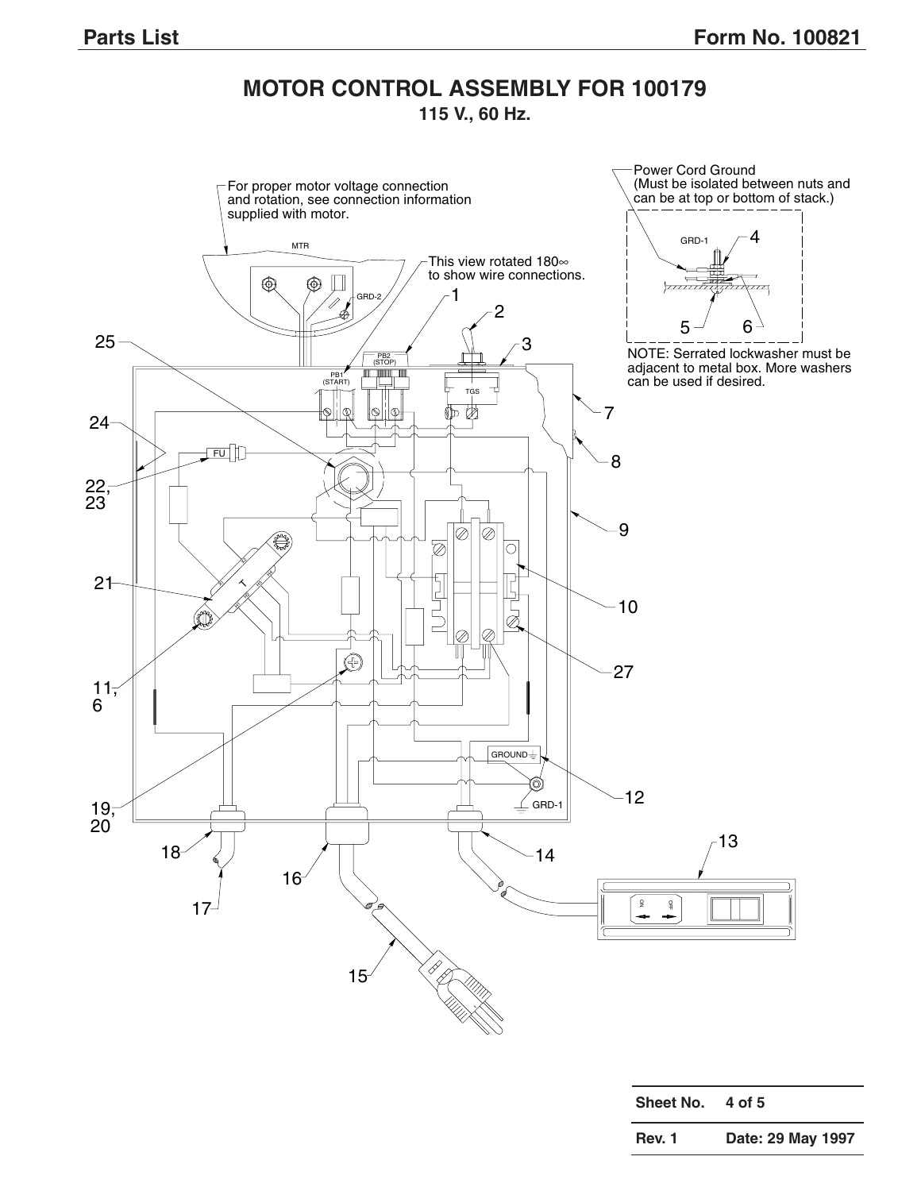# MOTOR CONTROL ASSEMBLY FOR 100179

**115 V., 60 Hz.**

For proper motor voltage connection and rotation, see connection information supplied with motor.

MTR

GRD-2

This view rotated 180∞ to show wire connections.

PB2 (STOP)

PB1 (START)

TGS

FU

T

GROUND

GRD-1

Power Cord Ground (Must be isolated between nuts and can be at top or bottom of stack.)

GRD-1

NOTE: Serrated lockwasher must be adjacent to metal box. More washers can be used if desired.

ON OFF

1, 2, 3, 4, 5, 6, 7, 8, 9, 10, 11, 6, 12, 13, 14, 15, 16, 17, 18, 19, 20, 21, 22, 23, 24, 25, 27

| Sheet No. | 4 of 5 |
|---|---|
| Rev. 1 | Date: 29 May 1997 |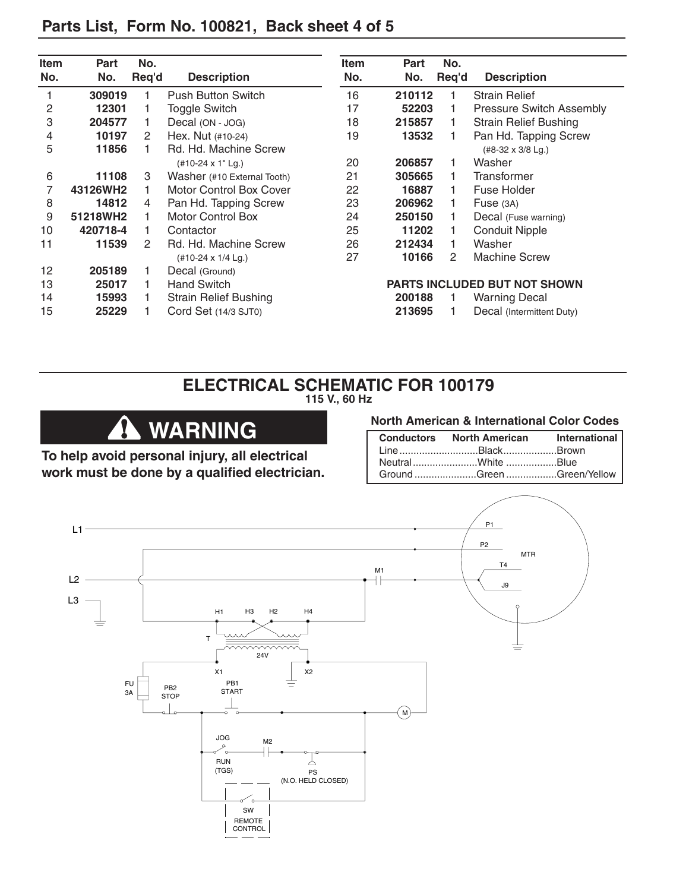## Parts List, Form No. 100821, Back sheet 4 of 5

| Item No. | Part No. | No. Req'd | Description |
|---|---|---|---|
| 1 | 309019 | 1 | Push Button Switch |
| 2 | 12301 | 1 | Toggle Switch |
| 3 | 204577 | 1 | Decal (ON - JOG) |
| 4 | 10197 | 2 | Hex. Nut (#10-24) |
| 5 | 11856 | 1 | Rd. Hd. Machine Screw (#10-24 x 1" Lg.) |
| 6 | 11108 | 3 | Washer (#10 External Tooth) |
| 7 | 43126WH2 | 1 | Motor Control Box Cover |
| 8 | 14812 | 4 | Pan Hd. Tapping Screw |
| 9 | 51218WH2 | 1 | Motor Control Box |
| 10 | 420718-4 | 1 | Contactor |
| 11 | 11539 | 2 | Rd. Hd. Machine Screw (#10-24 x 1/4 Lg.) |
| 12 | 205189 | 1 | Decal (Ground) |
| 13 | 25017 | 1 | Hand Switch |
| 14 | 15993 | 1 | Strain Relief Bushing |
| 15 | 25229 | 1 | Cord Set (14/3 SJT0) |
| 16 | 210112 | 1 | Strain Relief |
| 17 | 52203 | 1 | Pressure Switch Assembly |
| 18 | 215857 | 1 | Strain Relief Bushing |
| 19 | 13532 | 1 | Pan Hd. Tapping Screw (#8-32 x 3/8 Lg.) |
| 20 | 206857 | 1 | Washer |
| 21 | 305665 | 1 | Transformer |
| 22 | 16887 | 1 | Fuse Holder |
| 23 | 206962 | 1 | Fuse (3A) |
| 24 | 250150 | 1 | Decal (Fuse warning) |
| 25 | 11202 | 1 | Conduit Nipple |
| 26 | 212434 | 1 | Washer |
| 27 | 10166 | 2 | Machine Screw |

**PARTS INCLUDED BUT NOT SHOWN**

| Part No. | No. Req'd | Description |
|---|---|---|
| 200188 | 1 | Warning Decal |
| 213695 | 1 | Decal (Intermittent Duty) |

## ELECTRICAL SCHEMATIC FOR 100179

**115 V., 60 Hz**

### ⚠ WARNING

**To help avoid personal injury, all electrical work must be done by a qualified electrician.**

**North American & International Color Codes**

| Conductors | North American | International |
|---|---|---|
| Line | Black | Brown |
| Neutral | White | Blue |
| Ground | Green | Green/Yellow |

L1, L2, L3, P1, P2, MTR, T4, J9, M1, H1, H3, H2, H4, T, 24V, X1, X2, FU 3A, PB2 STOP, PB1 START, M, JOG, RUN (TGS), M2, PS (N.O. HELD CLOSED), SW, REMOTE CONTROL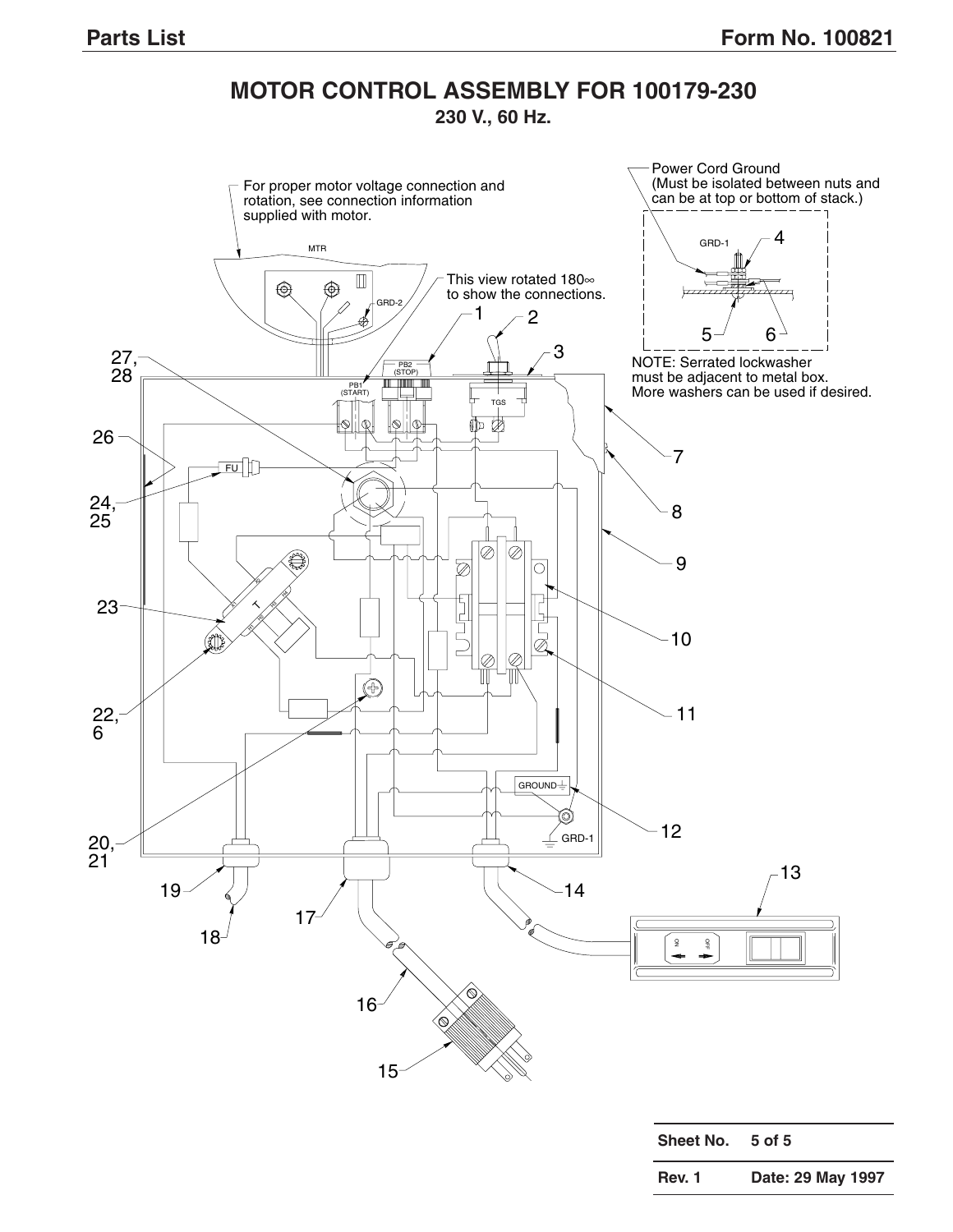# MOTOR CONTROL ASSEMBLY FOR 100179-230

**230 V., 60 Hz.**

For proper motor voltage connection and rotation, see connection information supplied with motor.

This view rotated 180∞ to show the connections.

Power Cord Ground (Must be isolated between nuts and can be at top or bottom of stack.)

NOTE: Serrated lockwasher must be adjacent to metal box. More washers can be used if desired.

MTR

GRD-2

PB1 (START)

PB2 (STOP)

TGS

FU

T

GROUND

GRD-1

ON

OFF

1, 2, 3, 4, 5, 6, 7, 8, 9, 10, 11, 12, 13, 14, 15, 16, 17, 18, 19, 20, 21, 22, 6, 23, 24, 25, 26, 27, 28

| Sheet No. | 5 of 5 |
|---|---|
| Rev. 1 | Date: 29 May 1997 |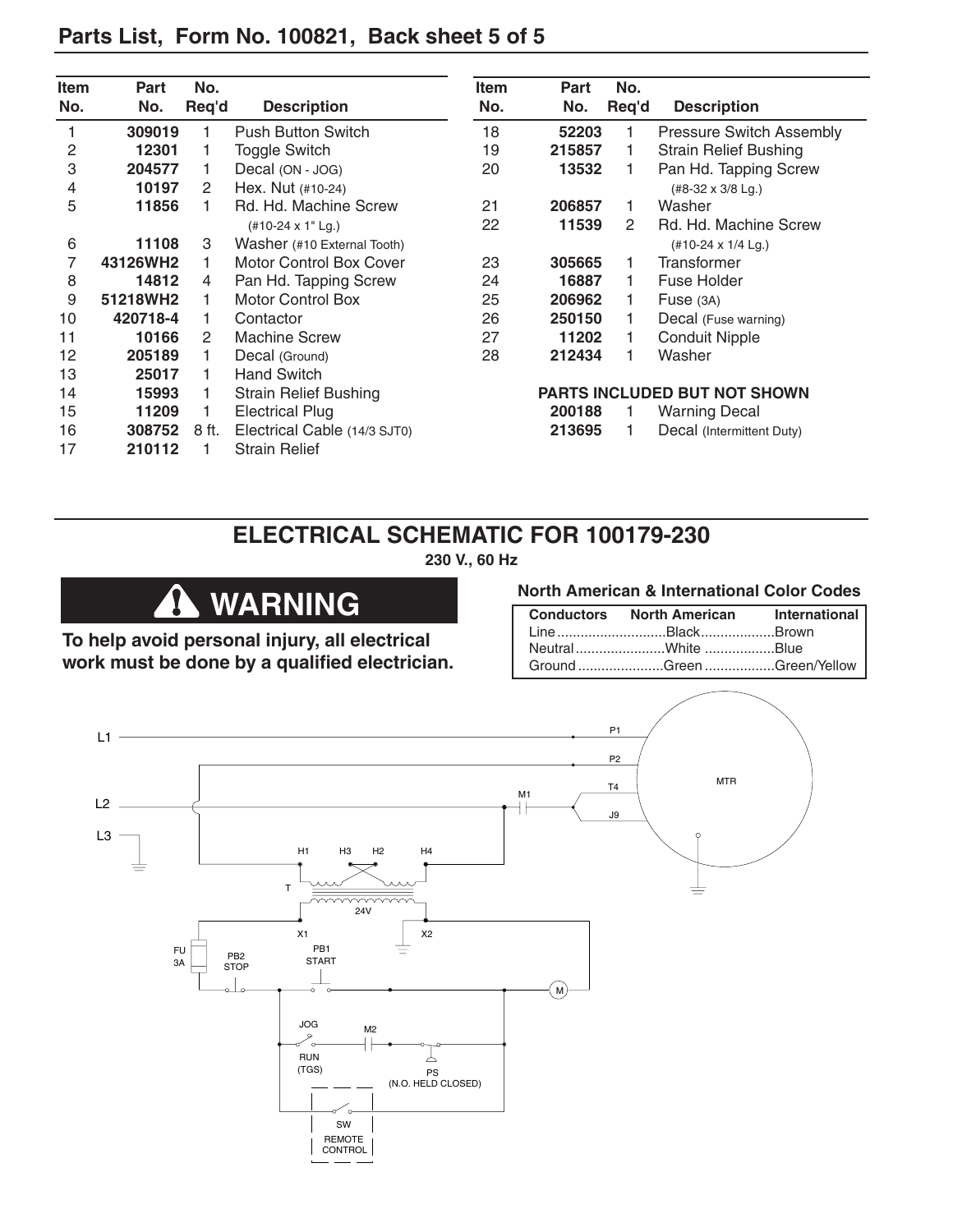## Parts List, Form No. 100821, Back sheet 5 of 5

| Item No. | Part No. | No. Req'd | Description |
|---|---|---|---|
| 1 | 309019 | 1 | Push Button Switch |
| 2 | 12301 | 1 | Toggle Switch |
| 3 | 204577 | 1 | Decal (ON - JOG) |
| 4 | 10197 | 2 | Hex. Nut (#10-24) |
| 5 | 11856 | 1 | Rd. Hd. Machine Screw (#10-24 x 1" Lg.) |
| 6 | 11108 | 3 | Washer (#10 External Tooth) |
| 7 | 43126WH2 | 1 | Motor Control Box Cover |
| 8 | 14812 | 4 | Pan Hd. Tapping Screw |
| 9 | 51218WH2 | 1 | Motor Control Box |
| 10 | 420718-4 | 1 | Contactor |
| 11 | 10166 | 2 | Machine Screw |
| 12 | 205189 | 1 | Decal (Ground) |
| 13 | 25017 | 1 | Hand Switch |
| 14 | 15993 | 1 | Strain Relief Bushing |
| 15 | 11209 | 1 | Electrical Plug |
| 16 | 308752 | 8 ft. | Electrical Cable (14/3 SJT0) |
| 17 | 210112 | 1 | Strain Relief |
| 18 | 52203 | 1 | Pressure Switch Assembly |
| 19 | 215857 | 1 | Strain Relief Bushing |
| 20 | 13532 | 1 | Pan Hd. Tapping Screw (#8-32 x 3/8 Lg.) |
| 21 | 206857 | 1 | Washer |
| 22 | 11539 | 2 | Rd. Hd. Machine Screw (#10-24 x 1/4 Lg.) |
| 23 | 305665 | 1 | Transformer |
| 24 | 16887 | 1 | Fuse Holder |
| 25 | 206962 | 1 | Fuse (3A) |
| 26 | 250150 | 1 | Decal (Fuse warning) |
| 27 | 11202 | 1 | Conduit Nipple |
| 28 | 212434 | 1 | Washer |
| **PARTS INCLUDED BUT NOT SHOWN** | | | |
| | 200188 | 1 | Warning Decal |
| | 213695 | 1 | Decal (Intermittent Duty) |

## ELECTRICAL SCHEMATIC FOR 100179-230

**230 V., 60 Hz**

### ⚠ WARNING

**To help avoid personal injury, all electrical work must be done by a qualified electrician.**

**North American & International Color Codes**

| Conductors | North American | International |
|---|---|---|
| Line | Black | Brown |
| Neutral | White | Blue |
| Ground | Green | Green/Yellow |

L1
L2
L3
P1
P2
T4
J9
MTR
M1
H1 H3 H2 H4
T
24V
X1
X2
FU 3A
PB2 STOP
PB1 START
M
JOG
M2
RUN (TGS)
PS (N.O. HELD CLOSED)
SW
REMOTE CONTROL